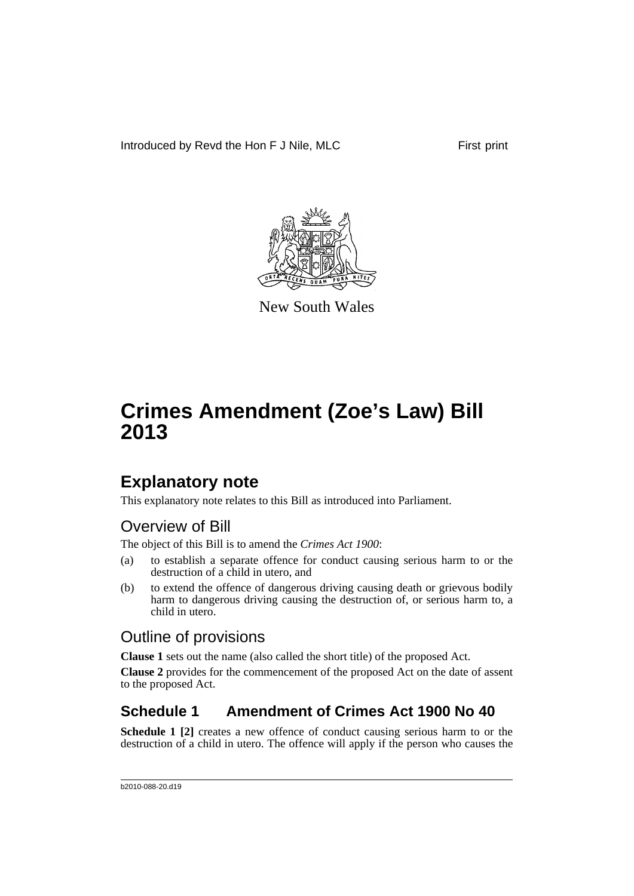Introduced by Revd the Hon F J Nile, MLC First print

New South Wales

# Crimes Amendment (Zoe's Law) Bill 2013

## Explanatory note

This explanatory note relates to this Bill as introduced into Parliament.

### Overview of Bill

The object of this Bill is to amend the *Crimes Act 1900*:

(a) to establish a separate offence for conduct causing serious harm to or the destruction of a child in utero, and

(b) to extend the offence of dangerous driving causing death or grievous bodily harm to dangerous driving causing the destruction of, or serious harm to, a child in utero.

### Outline of provisions

**Clause 1** sets out the name (also called the short title) of the proposed Act.

**Clause 2** provides for the commencement of the proposed Act on the date of assent to the proposed Act.

### Schedule 1 Amendment of Crimes Act 1900 No 40

**Schedule 1 [2]** creates a new offence of conduct causing serious harm to or the destruction of a child in utero. The offence will apply if the person who causes the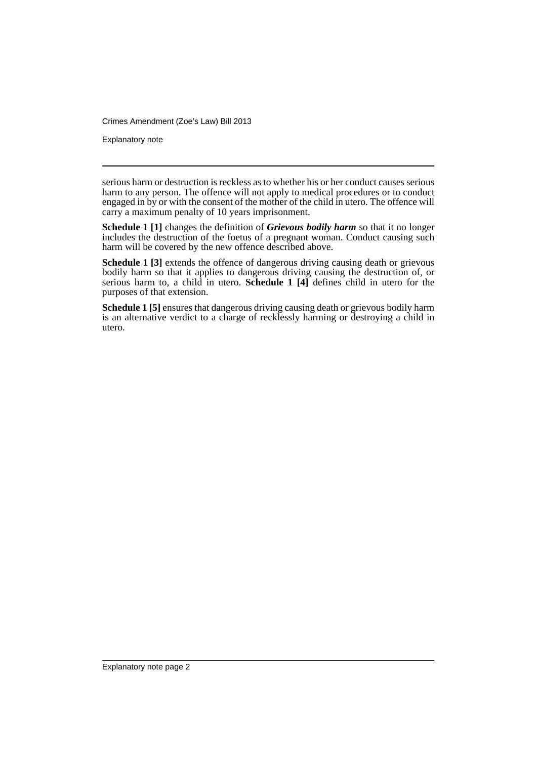serious harm or destruction is reckless as to whether his or her conduct causes serious harm to any person. The offence will not apply to medical procedures or to conduct engaged in by or with the consent of the mother of the child in utero. The offence will carry a maximum penalty of 10 years imprisonment.

**Schedule 1 [1]** changes the definition of ***Grievous bodily harm*** so that it no longer includes the destruction of the foetus of a pregnant woman. Conduct causing such harm will be covered by the new offence described above.

**Schedule 1 [3]** extends the offence of dangerous driving causing death or grievous bodily harm so that it applies to dangerous driving causing the destruction of, or serious harm to, a child in utero. **Schedule 1 [4]** defines child in utero for the purposes of that extension.

**Schedule 1 [5]** ensures that dangerous driving causing death or grievous bodily harm is an alternative verdict to a charge of recklessly harming or destroying a child in utero.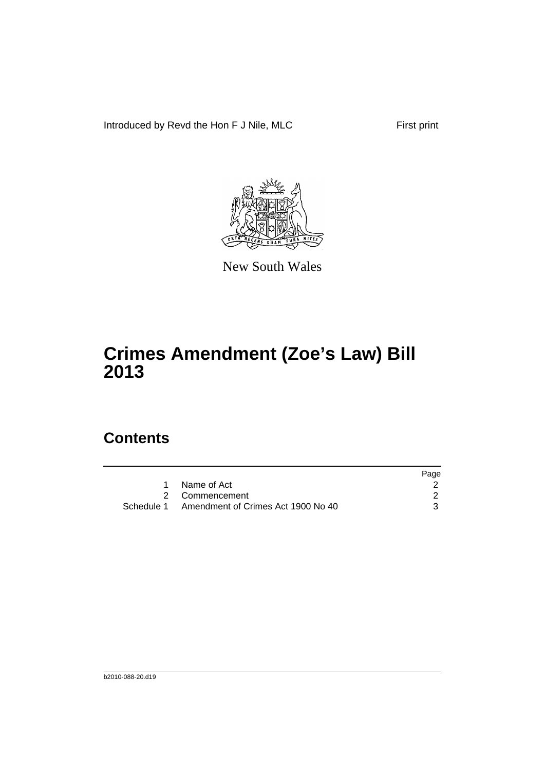Introduced by Revd the Hon F J Nile, MLC First print

New South Wales

# Crimes Amendment (Zoe's Law) Bill 2013

## Contents

| | | Page |
|---|---|---|
| 1 | Name of Act | 2 |
| 2 | Commencement | 2 |
| Schedule 1 | Amendment of Crimes Act 1900 No 40 | 3 |

b2010-088-20.d19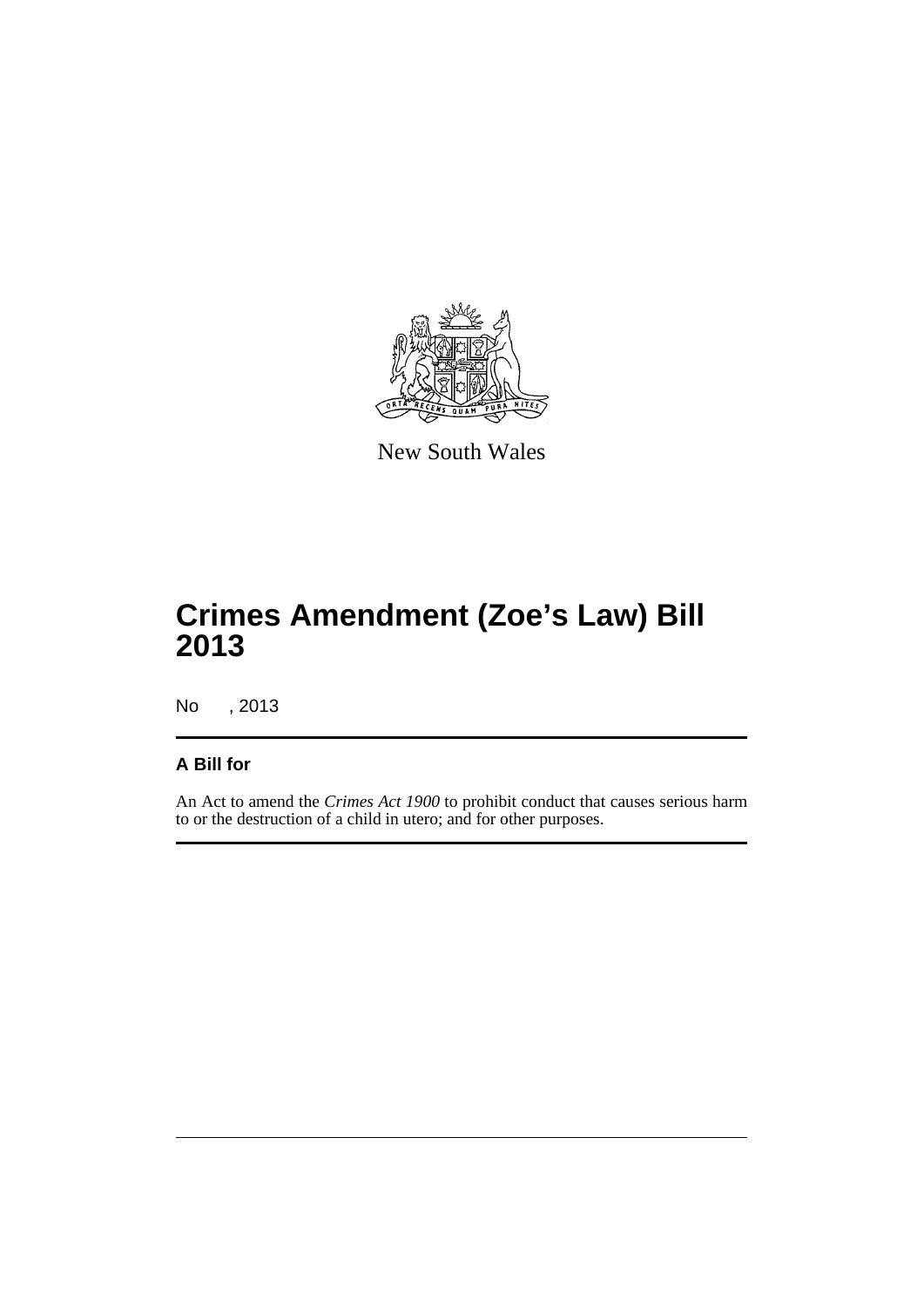New South Wales

# Crimes Amendment (Zoe's Law) Bill 2013

No , 2013

### A Bill for

An Act to amend the *Crimes Act 1900* to prohibit conduct that causes serious harm to or the destruction of a child in utero; and for other purposes.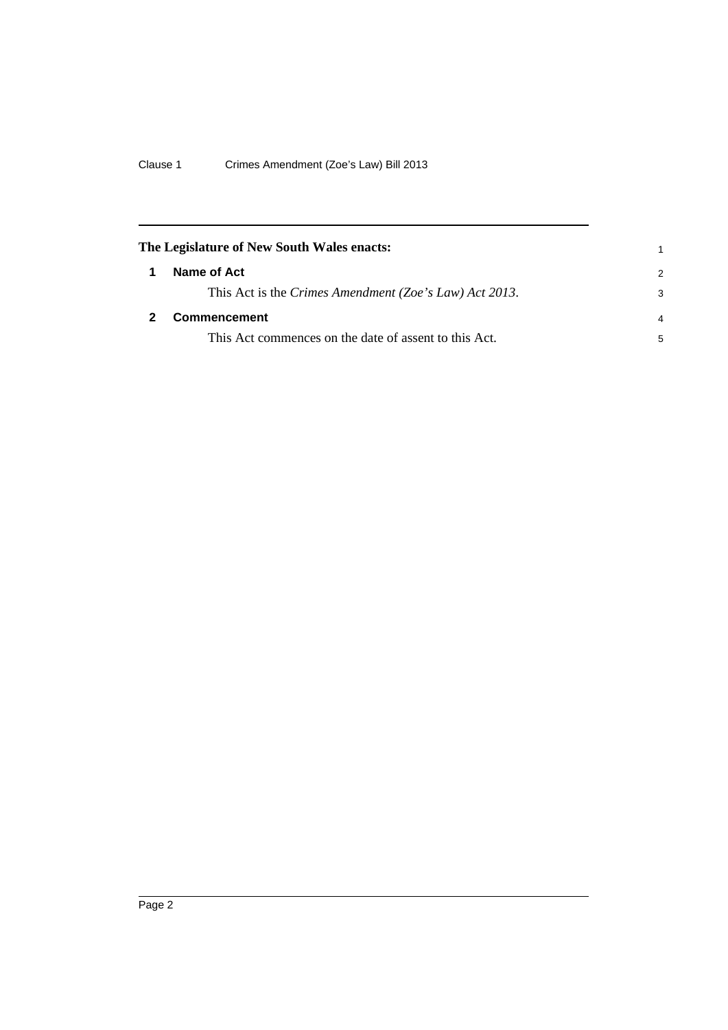**The Legislature of New South Wales enacts:**

## 1 Name of Act

This Act is the *Crimes Amendment (Zoe's Law) Act 2013*.

## 2 Commencement

This Act commences on the date of assent to this Act.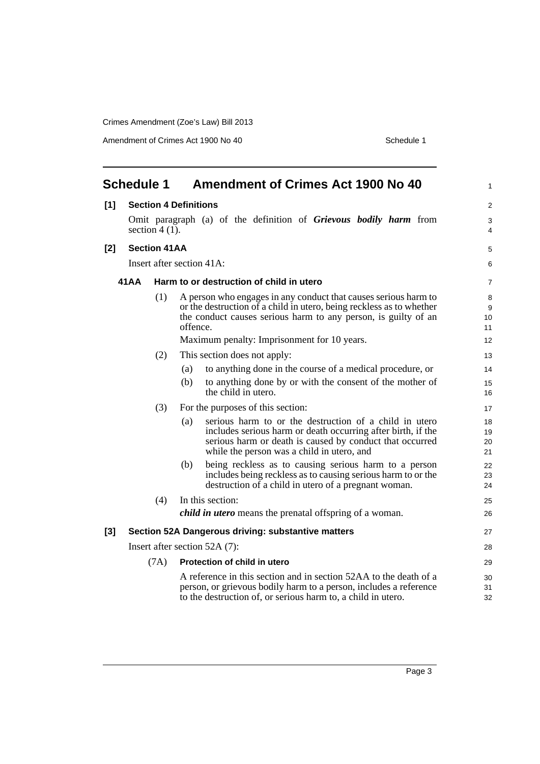## Schedule 1 Amendment of Crimes Act 1900 No 40

**[1] Section 4 Definitions**

Omit paragraph (a) of the definition of ***Grievous bodily harm*** from section 4 (1).

**[2] Section 41AA**

Insert after section 41A:

**41AA Harm to or destruction of child in utero**

(1) A person who engages in any conduct that causes serious harm to or the destruction of a child in utero, being reckless as to whether the conduct causes serious harm to any person, is guilty of an offence.

Maximum penalty: Imprisonment for 10 years.

(2) This section does not apply:

(a) to anything done in the course of a medical procedure, or

(b) to anything done by or with the consent of the mother of the child in utero.

(3) For the purposes of this section:

(a) serious harm to or the destruction of a child in utero includes serious harm or death occurring after birth, if the serious harm or death is caused by conduct that occurred while the person was a child in utero, and

(b) being reckless as to causing serious harm to a person includes being reckless as to causing serious harm to or the destruction of a child in utero of a pregnant woman.

(4) In this section:

***child in utero*** means the prenatal offspring of a woman.

**[3] Section 52A Dangerous driving: substantive matters**

Insert after section 52A (7):

**(7A) Protection of child in utero**

A reference in this section and in section 52AA to the death of a person, or grievous bodily harm to a person, includes a reference to the destruction of, or serious harm to, a child in utero.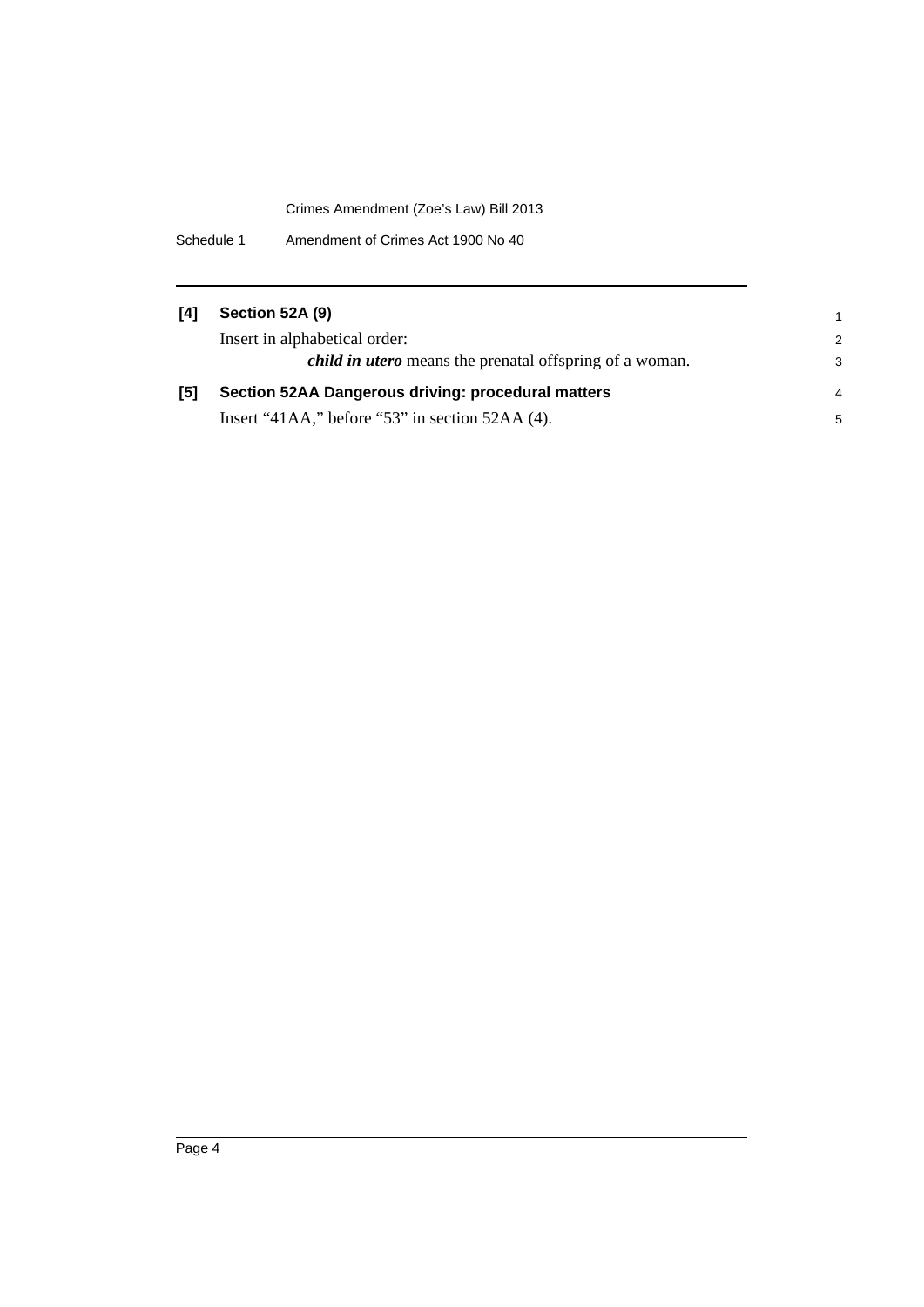**[4] Section 52A (9)**

Insert in alphabetical order:

***child in utero*** means the prenatal offspring of a woman.

**[5] Section 52AA Dangerous driving: procedural matters**

Insert "41AA," before "53" in section 52AA (4).